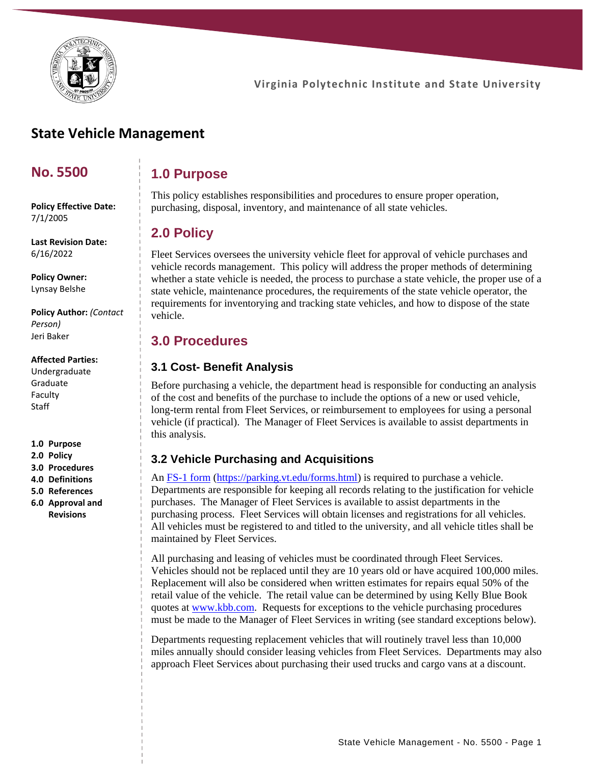Virginia Polytechnic Institute and State University

# State Vehicle Management

## No. 5500

**Policy Effective Date:**
7/1/2005

**Last Revision Date:**
6/16/2022

**Policy Owner:**
Lynsay Belshe

**Policy Author:** *(Contact Person)*
Jeri Baker

**Affected Parties:**
Undergraduate
Graduate
Faculty
Staff

**1.0 Purpose**
**2.0 Policy**
**3.0 Procedures**
**4.0 Definitions**
**5.0 References**
**6.0 Approval and Revisions**

## 1.0 Purpose

This policy establishes responsibilities and procedures to ensure proper operation, purchasing, disposal, inventory, and maintenance of all state vehicles.

## 2.0 Policy

Fleet Services oversees the university vehicle fleet for approval of vehicle purchases and vehicle records management. This policy will address the proper methods of determining whether a state vehicle is needed, the process to purchase a state vehicle, the proper use of a state vehicle, maintenance procedures, the requirements of the state vehicle operator, the requirements for inventorying and tracking state vehicles, and how to dispose of the state vehicle.

## 3.0 Procedures

### 3.1 Cost- Benefit Analysis

Before purchasing a vehicle, the department head is responsible for conducting an analysis of the cost and benefits of the purchase to include the options of a new or used vehicle, long-term rental from Fleet Services, or reimbursement to employees for using a personal vehicle (if practical). The Manager of Fleet Services is available to assist departments in this analysis.

### 3.2 Vehicle Purchasing and Acquisitions

An FS-1 form (https://parking.vt.edu/forms.html) is required to purchase a vehicle. Departments are responsible for keeping all records relating to the justification for vehicle purchases. The Manager of Fleet Services is available to assist departments in the purchasing process. Fleet Services will obtain licenses and registrations for all vehicles. All vehicles must be registered to and titled to the university, and all vehicle titles shall be maintained by Fleet Services.

All purchasing and leasing of vehicles must be coordinated through Fleet Services. Vehicles should not be replaced until they are 10 years old or have acquired 100,000 miles. Replacement will also be considered when written estimates for repairs equal 50% of the retail value of the vehicle. The retail value can be determined by using Kelly Blue Book quotes at www.kbb.com. Requests for exceptions to the vehicle purchasing procedures must be made to the Manager of Fleet Services in writing (see standard exceptions below).

Departments requesting replacement vehicles that will routinely travel less than 10,000 miles annually should consider leasing vehicles from Fleet Services. Departments may also approach Fleet Services about purchasing their used trucks and cargo vans at a discount.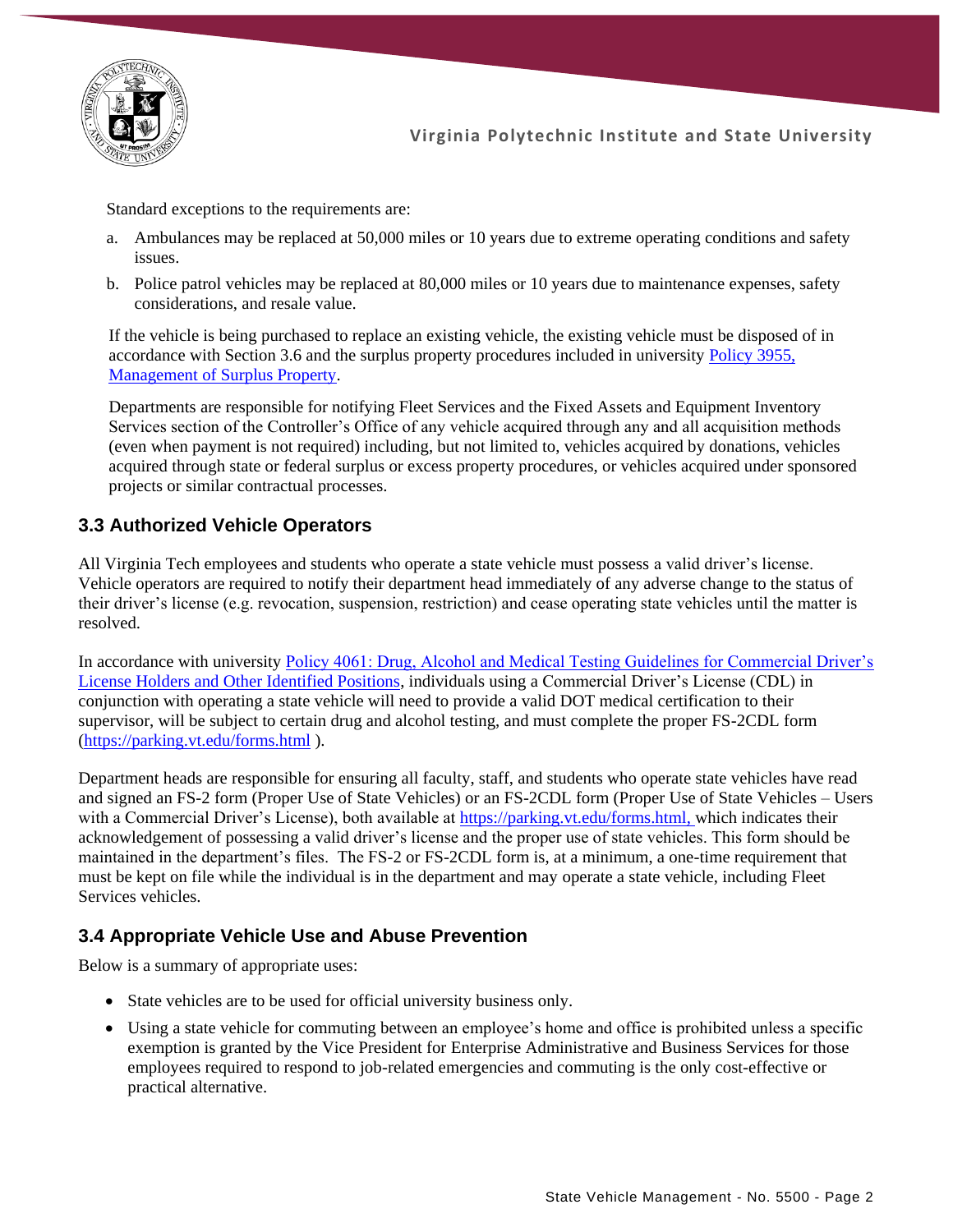Standard exceptions to the requirements are:

a. Ambulances may be replaced at 50,000 miles or 10 years due to extreme operating conditions and safety issues.

b. Police patrol vehicles may be replaced at 80,000 miles or 10 years due to maintenance expenses, safety considerations, and resale value.

If the vehicle is being purchased to replace an existing vehicle, the existing vehicle must be disposed of in accordance with Section 3.6 and the surplus property procedures included in university [Policy 3955, Management of Surplus Property](#).

Departments are responsible for notifying Fleet Services and the Fixed Assets and Equipment Inventory Services section of the Controller's Office of any vehicle acquired through any and all acquisition methods (even when payment is not required) including, but not limited to, vehicles acquired by donations, vehicles acquired through state or federal surplus or excess property procedures, or vehicles acquired under sponsored projects or similar contractual processes.

## 3.3 Authorized Vehicle Operators

All Virginia Tech employees and students who operate a state vehicle must possess a valid driver's license. Vehicle operators are required to notify their department head immediately of any adverse change to the status of their driver's license (e.g. revocation, suspension, restriction) and cease operating state vehicles until the matter is resolved.

In accordance with university [Policy 4061: Drug, Alcohol and Medical Testing Guidelines for Commercial Driver's License Holders and Other Identified Positions](#), individuals using a Commercial Driver's License (CDL) in conjunction with operating a state vehicle will need to provide a valid DOT medical certification to their supervisor, will be subject to certain drug and alcohol testing, and must complete the proper FS-2CDL form (https://parking.vt.edu/forms.html ).

Department heads are responsible for ensuring all faculty, staff, and students who operate state vehicles have read and signed an FS-2 form (Proper Use of State Vehicles) or an FS-2CDL form (Proper Use of State Vehicles – Users with a Commercial Driver's License), both available at https://parking.vt.edu/forms.html, which indicates their acknowledgement of possessing a valid driver's license and the proper use of state vehicles. This form should be maintained in the department's files. The FS-2 or FS-2CDL form is, at a minimum, a one-time requirement that must be kept on file while the individual is in the department and may operate a state vehicle, including Fleet Services vehicles.

## 3.4 Appropriate Vehicle Use and Abuse Prevention

Below is a summary of appropriate uses:

- State vehicles are to be used for official university business only.
- Using a state vehicle for commuting between an employee's home and office is prohibited unless a specific exemption is granted by the Vice President for Enterprise Administrative and Business Services for those employees required to respond to job-related emergencies and commuting is the only cost-effective or practical alternative.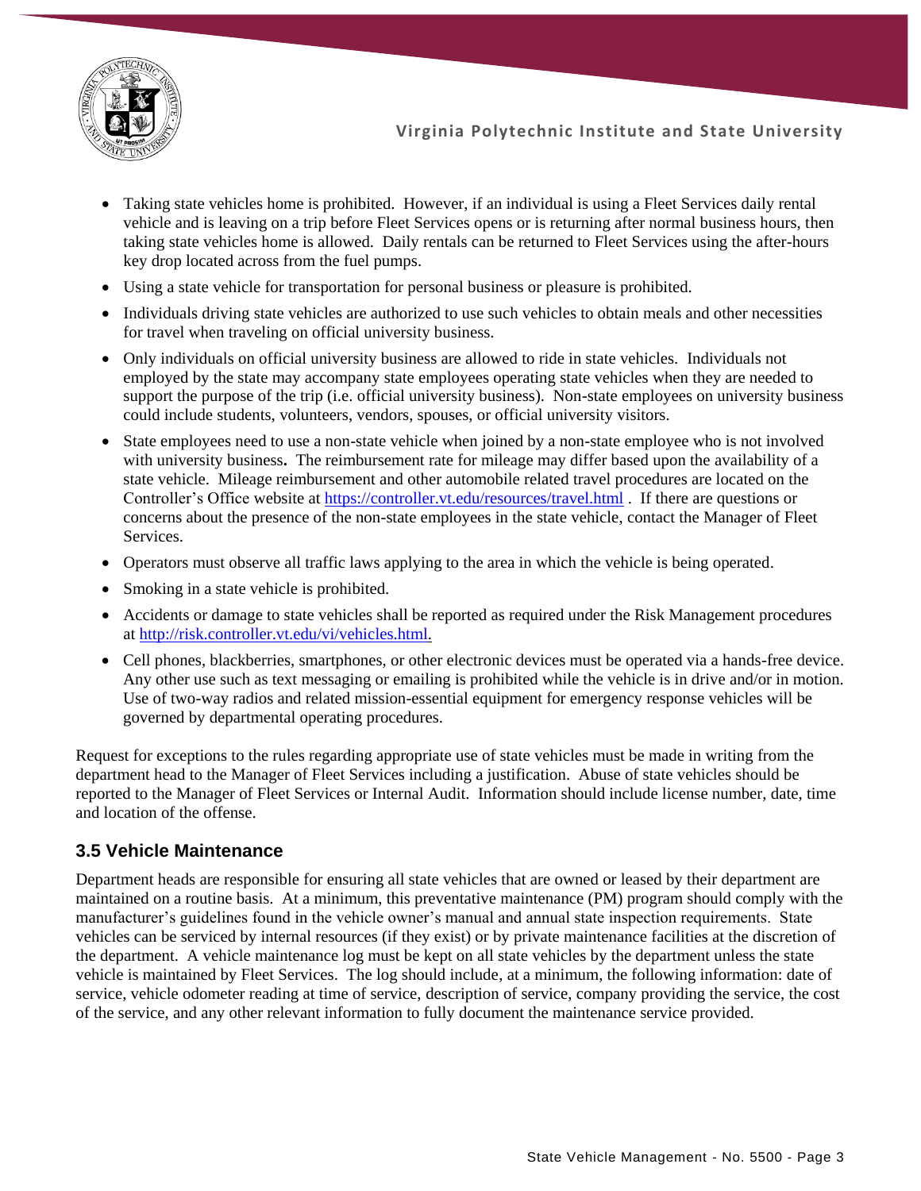- Taking state vehicles home is prohibited. However, if an individual is using a Fleet Services daily rental vehicle and is leaving on a trip before Fleet Services opens or is returning after normal business hours, then taking state vehicles home is allowed. Daily rentals can be returned to Fleet Services using the after-hours key drop located across from the fuel pumps.
- Using a state vehicle for transportation for personal business or pleasure is prohibited.
- Individuals driving state vehicles are authorized to use such vehicles to obtain meals and other necessities for travel when traveling on official university business.
- Only individuals on official university business are allowed to ride in state vehicles. Individuals not employed by the state may accompany state employees operating state vehicles when they are needed to support the purpose of the trip (i.e. official university business). Non-state employees on university business could include students, volunteers, vendors, spouses, or official university visitors.
- State employees need to use a non-state vehicle when joined by a non-state employee who is not involved with university business**.** The reimbursement rate for mileage may differ based upon the availability of a state vehicle. Mileage reimbursement and other automobile related travel procedures are located on the Controller's Office website at [https://controller.vt.edu/resources/travel.html](https://controller.vt.edu/resources/travel.html) . If there are questions or concerns about the presence of the non-state employees in the state vehicle, contact the Manager of Fleet Services.
- Operators must observe all traffic laws applying to the area in which the vehicle is being operated.
- Smoking in a state vehicle is prohibited.
- Accidents or damage to state vehicles shall be reported as required under the Risk Management procedures at [http://risk.controller.vt.edu/vi/vehicles.html.](http://risk.controller.vt.edu/vi/vehicles.html)
- Cell phones, blackberries, smartphones, or other electronic devices must be operated via a hands-free device. Any other use such as text messaging or emailing is prohibited while the vehicle is in drive and/or in motion. Use of two-way radios and related mission-essential equipment for emergency response vehicles will be governed by departmental operating procedures.

Request for exceptions to the rules regarding appropriate use of state vehicles must be made in writing from the department head to the Manager of Fleet Services including a justification. Abuse of state vehicles should be reported to the Manager of Fleet Services or Internal Audit. Information should include license number, date, time and location of the offense.

### 3.5 Vehicle Maintenance

Department heads are responsible for ensuring all state vehicles that are owned or leased by their department are maintained on a routine basis. At a minimum, this preventative maintenance (PM) program should comply with the manufacturer's guidelines found in the vehicle owner's manual and annual state inspection requirements. State vehicles can be serviced by internal resources (if they exist) or by private maintenance facilities at the discretion of the department. A vehicle maintenance log must be kept on all state vehicles by the department unless the state vehicle is maintained by Fleet Services. The log should include, at a minimum, the following information: date of service, vehicle odometer reading at time of service, description of service, company providing the service, the cost of the service, and any other relevant information to fully document the maintenance service provided.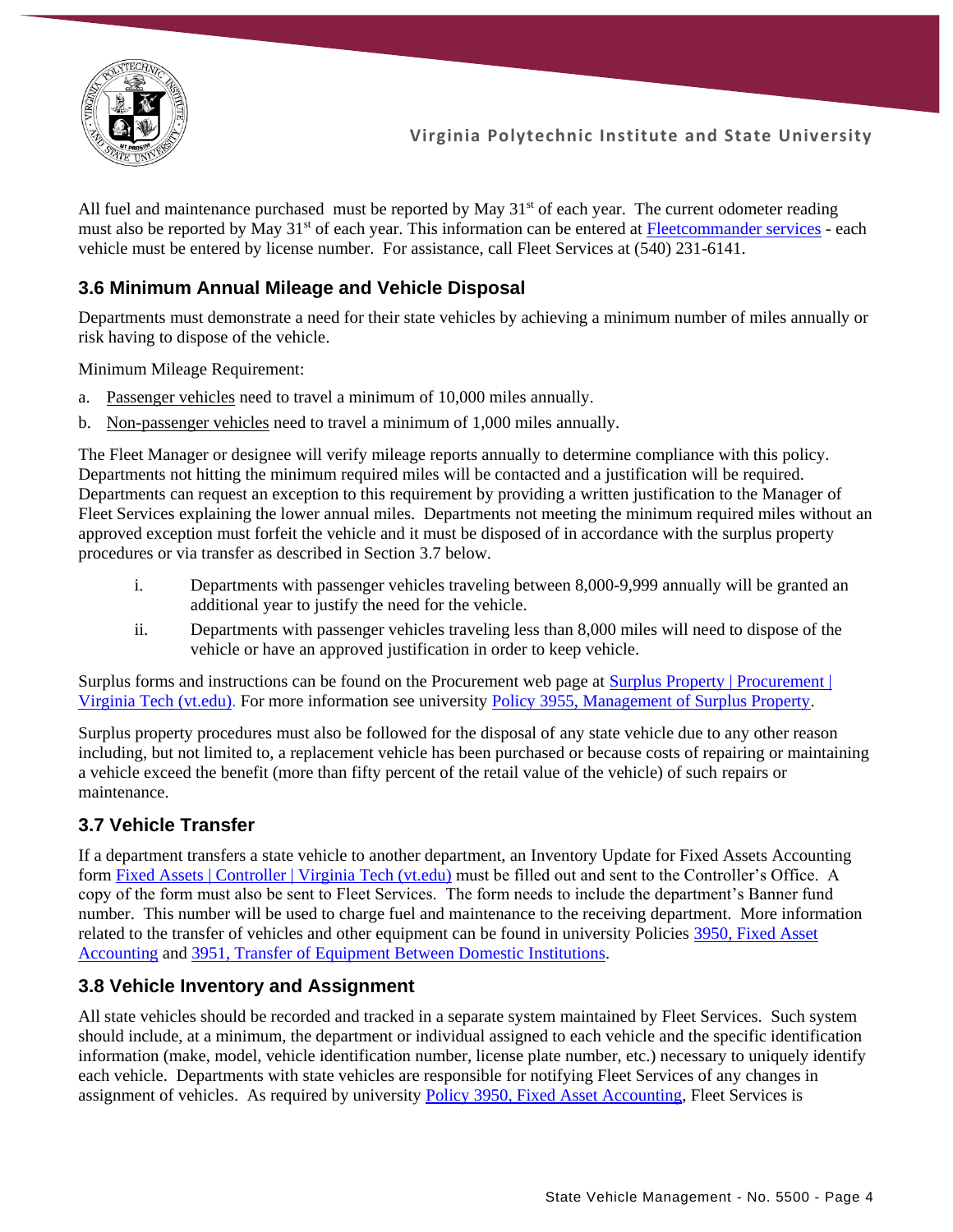All fuel and maintenance purchased must be reported by May 31st of each year. The current odometer reading must also be reported by May 31st of each year. This information can be entered at Fleetcommander services - each vehicle must be entered by license number. For assistance, call Fleet Services at (540) 231-6141.

## 3.6 Minimum Annual Mileage and Vehicle Disposal

Departments must demonstrate a need for their state vehicles by achieving a minimum number of miles annually or risk having to dispose of the vehicle.

Minimum Mileage Requirement:

a. Passenger vehicles need to travel a minimum of 10,000 miles annually.
b. Non-passenger vehicles need to travel a minimum of 1,000 miles annually.

The Fleet Manager or designee will verify mileage reports annually to determine compliance with this policy. Departments not hitting the minimum required miles will be contacted and a justification will be required. Departments can request an exception to this requirement by providing a written justification to the Manager of Fleet Services explaining the lower annual miles. Departments not meeting the minimum required miles without an approved exception must forfeit the vehicle and it must be disposed of in accordance with the surplus property procedures or via transfer as described in Section 3.7 below.

i. Departments with passenger vehicles traveling between 8,000-9,999 annually will be granted an additional year to justify the need for the vehicle.
ii. Departments with passenger vehicles traveling less than 8,000 miles will need to dispose of the vehicle or have an approved justification in order to keep vehicle.

Surplus forms and instructions can be found on the Procurement web page at Surplus Property | Procurement | Virginia Tech (vt.edu). For more information see university Policy 3955, Management of Surplus Property.

Surplus property procedures must also be followed for the disposal of any state vehicle due to any other reason including, but not limited to, a replacement vehicle has been purchased or because costs of repairing or maintaining a vehicle exceed the benefit (more than fifty percent of the retail value of the vehicle) of such repairs or maintenance.

## 3.7 Vehicle Transfer

If a department transfers a state vehicle to another department, an Inventory Update for Fixed Assets Accounting form Fixed Assets | Controller | Virginia Tech (vt.edu) must be filled out and sent to the Controller's Office. A copy of the form must also be sent to Fleet Services. The form needs to include the department's Banner fund number. This number will be used to charge fuel and maintenance to the receiving department. More information related to the transfer of vehicles and other equipment can be found in university Policies 3950, Fixed Asset Accounting and 3951, Transfer of Equipment Between Domestic Institutions.

## 3.8 Vehicle Inventory and Assignment

All state vehicles should be recorded and tracked in a separate system maintained by Fleet Services. Such system should include, at a minimum, the department or individual assigned to each vehicle and the specific identification information (make, model, vehicle identification number, license plate number, etc.) necessary to uniquely identify each vehicle. Departments with state vehicles are responsible for notifying Fleet Services of any changes in assignment of vehicles. As required by university Policy 3950, Fixed Asset Accounting, Fleet Services is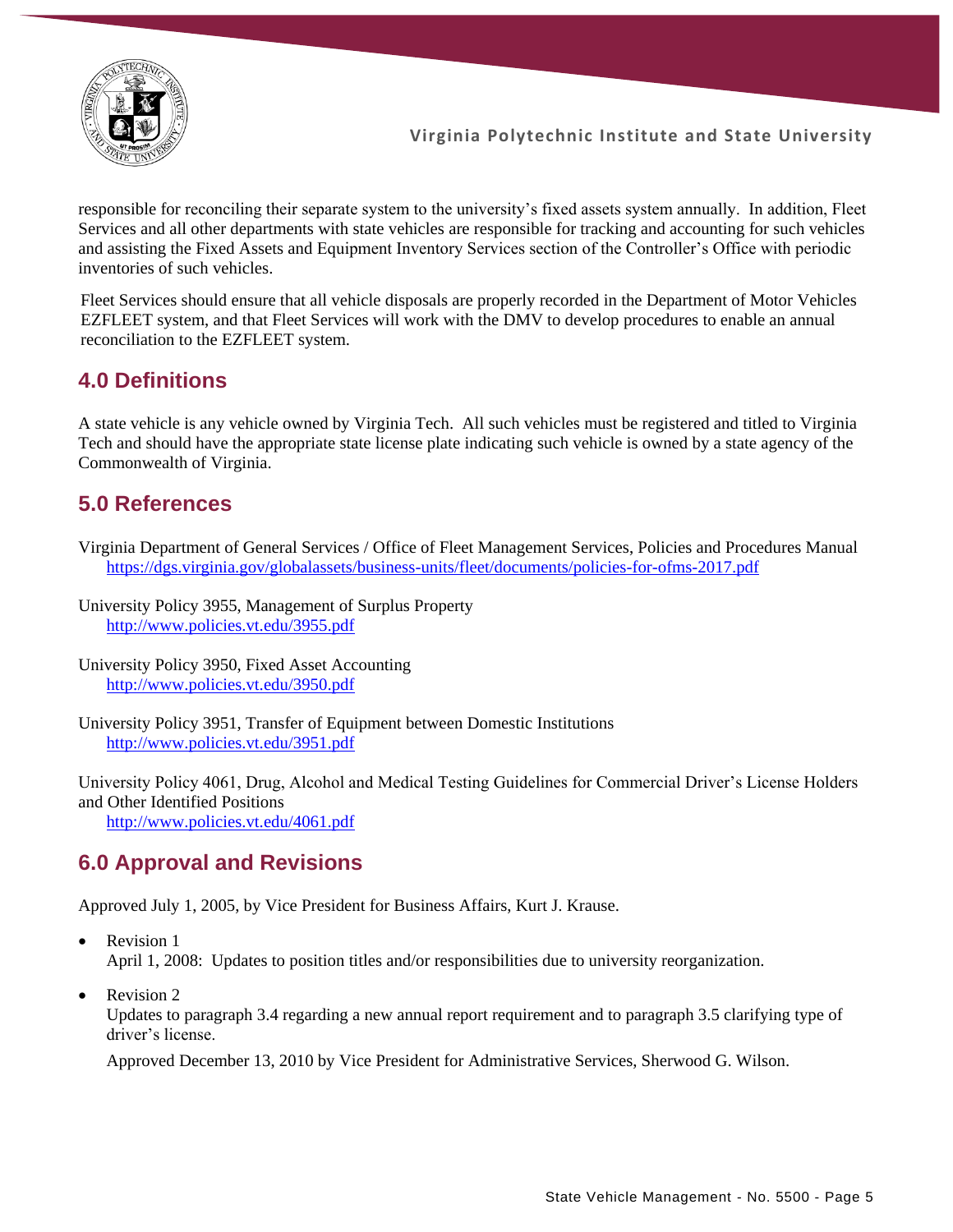responsible for reconciling their separate system to the university's fixed assets system annually. In addition, Fleet Services and all other departments with state vehicles are responsible for tracking and accounting for such vehicles and assisting the Fixed Assets and Equipment Inventory Services section of the Controller's Office with periodic inventories of such vehicles.

Fleet Services should ensure that all vehicle disposals are properly recorded in the Department of Motor Vehicles EZFLEET system, and that Fleet Services will work with the DMV to develop procedures to enable an annual reconciliation to the EZFLEET system.

## 4.0 Definitions

A state vehicle is any vehicle owned by Virginia Tech. All such vehicles must be registered and titled to Virginia Tech and should have the appropriate state license plate indicating such vehicle is owned by a state agency of the Commonwealth of Virginia.

## 5.0 References

Virginia Department of General Services / Office of Fleet Management Services, Policies and Procedures Manual
https://dgs.virginia.gov/globalassets/business-units/fleet/documents/policies-for-ofms-2017.pdf

University Policy 3955, Management of Surplus Property
http://www.policies.vt.edu/3955.pdf

University Policy 3950, Fixed Asset Accounting
http://www.policies.vt.edu/3950.pdf

University Policy 3951, Transfer of Equipment between Domestic Institutions
http://www.policies.vt.edu/3951.pdf

University Policy 4061, Drug, Alcohol and Medical Testing Guidelines for Commercial Driver's License Holders and Other Identified Positions
http://www.policies.vt.edu/4061.pdf

## 6.0 Approval and Revisions

Approved July 1, 2005, by Vice President for Business Affairs, Kurt J. Krause.

- Revision 1
  April 1, 2008: Updates to position titles and/or responsibilities due to university reorganization.
- Revision 2
  Updates to paragraph 3.4 regarding a new annual report requirement and to paragraph 3.5 clarifying type of driver's license.

  Approved December 13, 2010 by Vice President for Administrative Services, Sherwood G. Wilson.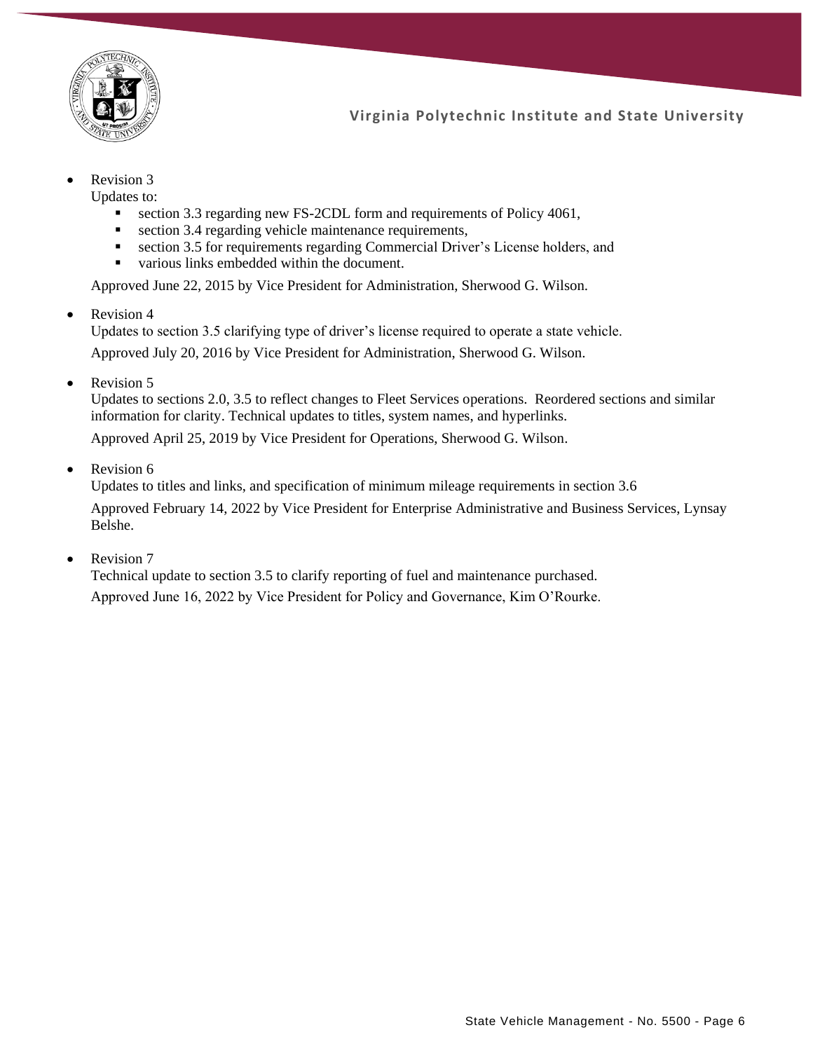- Revision 3
  Updates to:
    - section 3.3 regarding new FS-2CDL form and requirements of Policy 4061,
    - section 3.4 regarding vehicle maintenance requirements,
    - section 3.5 for requirements regarding Commercial Driver's License holders, and
    - various links embedded within the document.

  Approved June 22, 2015 by Vice President for Administration, Sherwood G. Wilson.

- Revision 4
  Updates to section 3.5 clarifying type of driver's license required to operate a state vehicle.

  Approved July 20, 2016 by Vice President for Administration, Sherwood G. Wilson.

- Revision 5
  Updates to sections 2.0, 3.5 to reflect changes to Fleet Services operations. Reordered sections and similar information for clarity. Technical updates to titles, system names, and hyperlinks.

  Approved April 25, 2019 by Vice President for Operations, Sherwood G. Wilson.

- Revision 6
  Updates to titles and links, and specification of minimum mileage requirements in section 3.6

  Approved February 14, 2022 by Vice President for Enterprise Administrative and Business Services, Lynsay Belshe.

- Revision 7
  Technical update to section 3.5 to clarify reporting of fuel and maintenance purchased.

  Approved June 16, 2022 by Vice President for Policy and Governance, Kim O'Rourke.